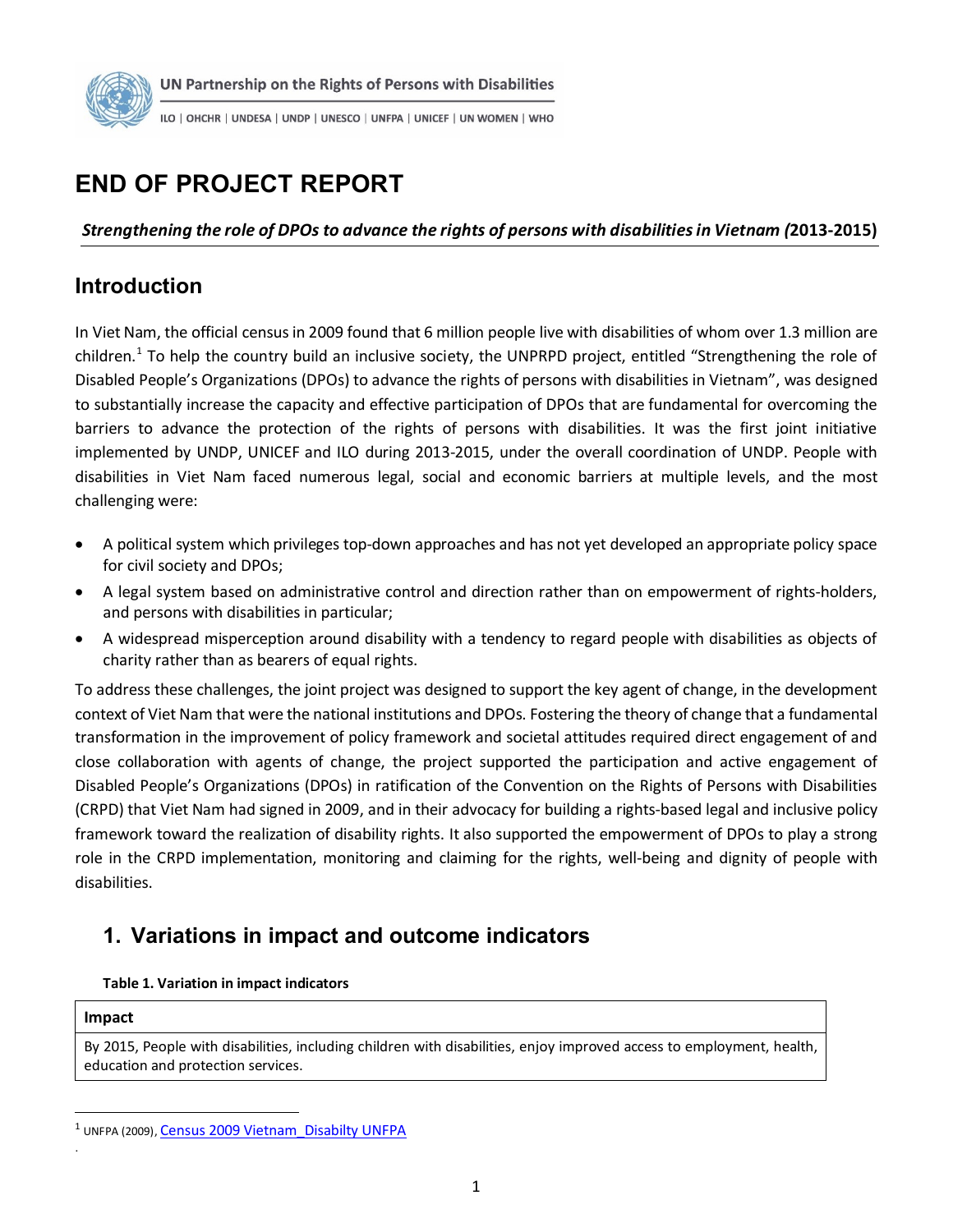UN Partnership on the Rights of Persons with Disabilities

ILO | OHCHR | UNDESA | UNDP | UNESCO | UNFPA | UNICEF | UN WOMEN | WHO

# END OF PROJECT REPORT

***Strengthening the role of DPOs to advance the rights of persons with disabilities in Vietnam (*2013-2015)**

## Introduction

In Viet Nam, the official census in 2009 found that 6 million people live with disabilities of whom over 1.3 million are children.[1] To help the country build an inclusive society, the UNPRPD project, entitled "Strengthening the role of Disabled People's Organizations (DPOs) to advance the rights of persons with disabilities in Vietnam", was designed to substantially increase the capacity and effective participation of DPOs that are fundamental for overcoming the barriers to advance the protection of the rights of persons with disabilities. It was the first joint initiative implemented by UNDP, UNICEF and ILO during 2013-2015, under the overall coordination of UNDP. People with disabilities in Viet Nam faced numerous legal, social and economic barriers at multiple levels, and the most challenging were:

- A political system which privileges top-down approaches and has not yet developed an appropriate policy space for civil society and DPOs;
- A legal system based on administrative control and direction rather than on empowerment of rights-holders, and persons with disabilities in particular;
- A widespread misperception around disability with a tendency to regard people with disabilities as objects of charity rather than as bearers of equal rights.

To address these challenges, the joint project was designed to support the key agent of change, in the development context of Viet Nam that were the national institutions and DPOs. Fostering the theory of change that a fundamental transformation in the improvement of policy framework and societal attitudes required direct engagement of and close collaboration with agents of change, the project supported the participation and active engagement of Disabled People's Organizations (DPOs) in ratification of the Convention on the Rights of Persons with Disabilities (CRPD) that Viet Nam had signed in 2009, and in their advocacy for building a rights-based legal and inclusive policy framework toward the realization of disability rights. It also supported the empowerment of DPOs to play a strong role in the CRPD implementation, monitoring and claiming for the rights, well-being and dignity of people with disabilities.

## 1. Variations in impact and outcome indicators

**Table 1. Variation in impact indicators**

| Impact |
|---|
| By 2015, People with disabilities, including children with disabilities, enjoy improved access to employment, health, education and protection services. |

[1] UNFPA (2009), Census 2009 Vietnam_Disabilty UNFPA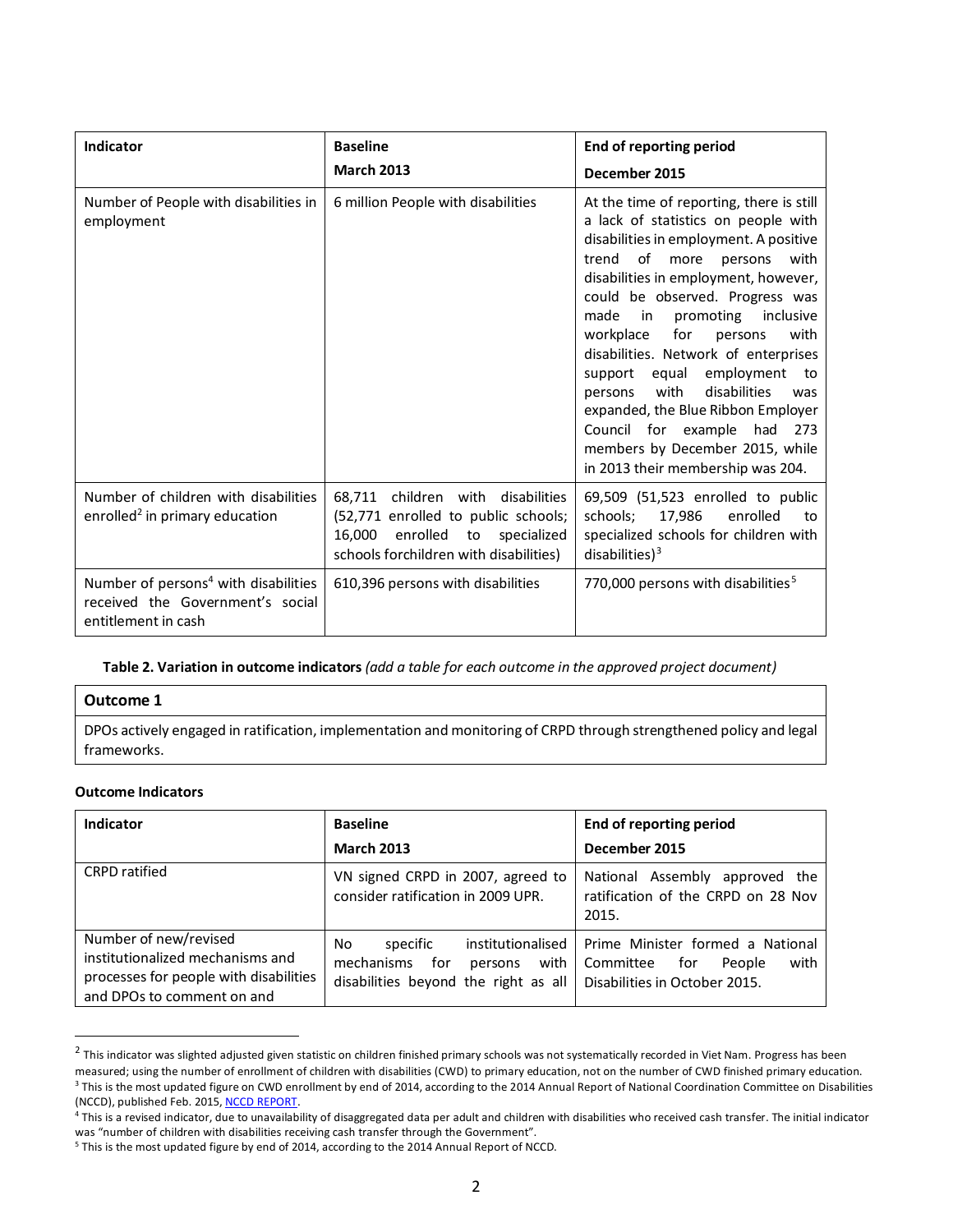| Indicator | Baseline<br>March 2013 | End of reporting period<br>December 2015 |
|---|---|---|
| Number of People with disabilities in employment | 6 million People with disabilities | At the time of reporting, there is still a lack of statistics on people with disabilities in employment. A positive trend of more persons with disabilities in employment, however, could be observed. Progress was made in promoting inclusive workplace for persons with disabilities. Network of enterprises support equal employment to persons with disabilities was expanded, the Blue Ribbon Employer Council for example had 273 members by December 2015, while in 2013 their membership was 204. |
| Number of children with disabilities enrolled[2] in primary education | 68,711 children with disabilities (52,771 enrolled to public schools; 16,000 enrolled to specialized schools forchildren with disabilities) | 69,509 (51,523 enrolled to public schools; 17,986 enrolled to specialized schools for children with disabilities)[3] |
| Number of persons[4] with disabilities received the Government's social entitlement in cash | 610,396 persons with disabilities | 770,000 persons with disabilities[5] |

**Table 2. Variation in outcome indicators** *(add a table for each outcome in the approved project document)*

| **Outcome 1** |
|---|
| DPOs actively engaged in ratification, implementation and monitoring of CRPD through strengthened policy and legal frameworks. |

**Outcome Indicators**

| Indicator | Baseline<br>March 2013 | End of reporting period<br>December 2015 |
|---|---|---|
| CRPD ratified | VN signed CRPD in 2007, agreed to consider ratification in 2009 UPR. | National Assembly approved the ratification of the CRPD on 28 Nov 2015. |
| Number of new/revised institutionalized mechanisms and processes for people with disabilities and DPOs to comment on and | No specific institutionalised mechanisms for persons with disabilities beyond the right as all | Prime Minister formed a National Committee for People with Disabilities in October 2015. |

[2] This indicator was slighted adjusted given statistic on children finished primary schools was not systematically recorded in Viet Nam. Progress has been measured; using the number of enrollment of children with disabilities (CWD) to primary education, not on the number of CWD finished primary education.

[3] This is the most updated figure on CWD enrollment by end of 2014, according to the 2014 Annual Report of National Coordination Committee on Disabilities (NCCD), published Feb. 2015, NCCD REPORT.

[4] This is a revised indicator, due to unavailability of disaggregated data per adult and children with disabilities who received cash transfer. The initial indicator was "number of children with disabilities receiving cash transfer through the Government".

[5] This is the most updated figure by end of 2014, according to the 2014 Annual Report of NCCD.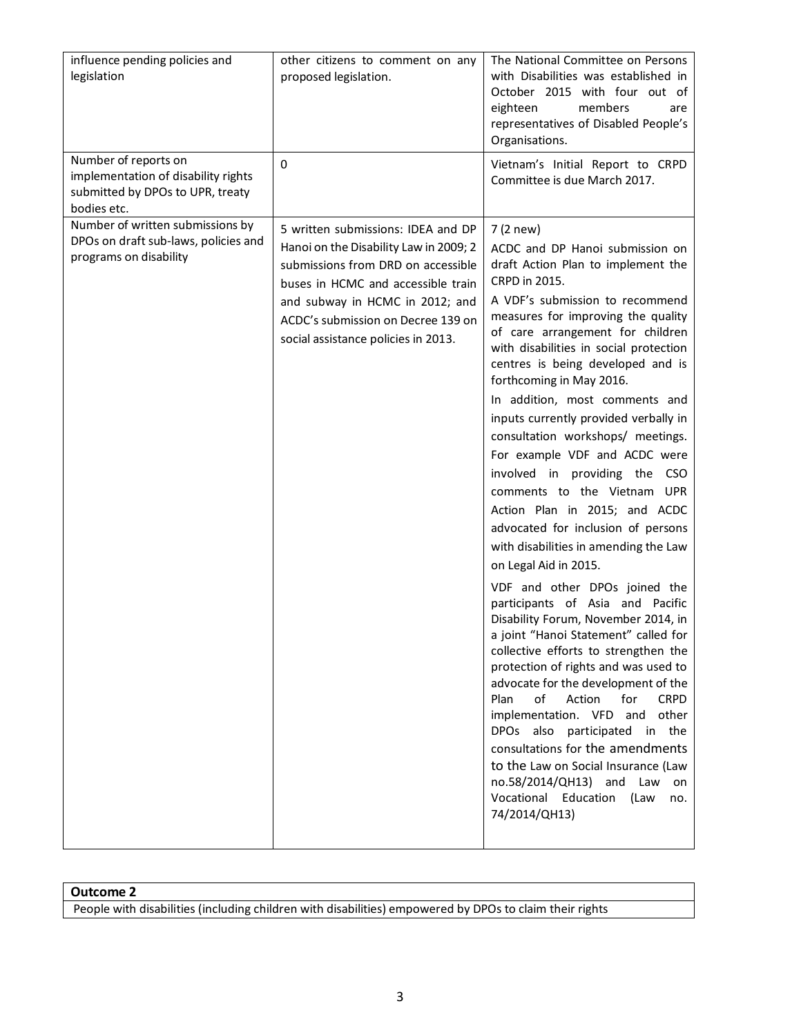| | | |
|---|---|---|
| influence pending policies and legislation | other citizens to comment on any proposed legislation. | The National Committee on Persons with Disabilities was established in October 2015 with four out of eighteen members are representatives of Disabled People's Organisations. |
| Number of reports on implementation of disability rights submitted by DPOs to UPR, treaty bodies etc. | 0 | Vietnam's Initial Report to CRPD Committee is due March 2017. |
| Number of written submissions by DPOs on draft sub-laws, policies and programs on disability | 5 written submissions: IDEA and DP Hanoi on the Disability Law in 2009; 2 submissions from DRD on accessible buses in HCMC and accessible train and subway in HCMC in 2012; and ACDC's submission on Decree 139 on social assistance policies in 2013. | 7 (2 new)<br><br>ACDC and DP Hanoi submission on draft Action Plan to implement the CRPD in 2015.<br><br>A VDF's submission to recommend measures for improving the quality of care arrangement for children with disabilities in social protection centres is being developed and is forthcoming in May 2016.<br><br>In addition, most comments and inputs currently provided verbally in consultation workshops/ meetings. For example VDF and ACDC were involved in providing the CSO comments to the Vietnam UPR Action Plan in 2015; and ACDC advocated for inclusion of persons with disabilities in amending the Law on Legal Aid in 2015.<br><br>VDF and other DPOs joined the participants of Asia and Pacific Disability Forum, November 2014, in a joint "Hanoi Statement" called for collective efforts to strengthen the protection of rights and was used to advocate for the development of the Plan of Action for CRPD implementation. VFD and other DPOs also participated in the consultations for the amendments to the Law on Social Insurance (Law no.58/2014/QH13) and Law on Vocational Education (Law no. 74/2014/QH13) |

| **Outcome 2** |
|---|
| People with disabilities (including children with disabilities) empowered by DPOs to claim their rights |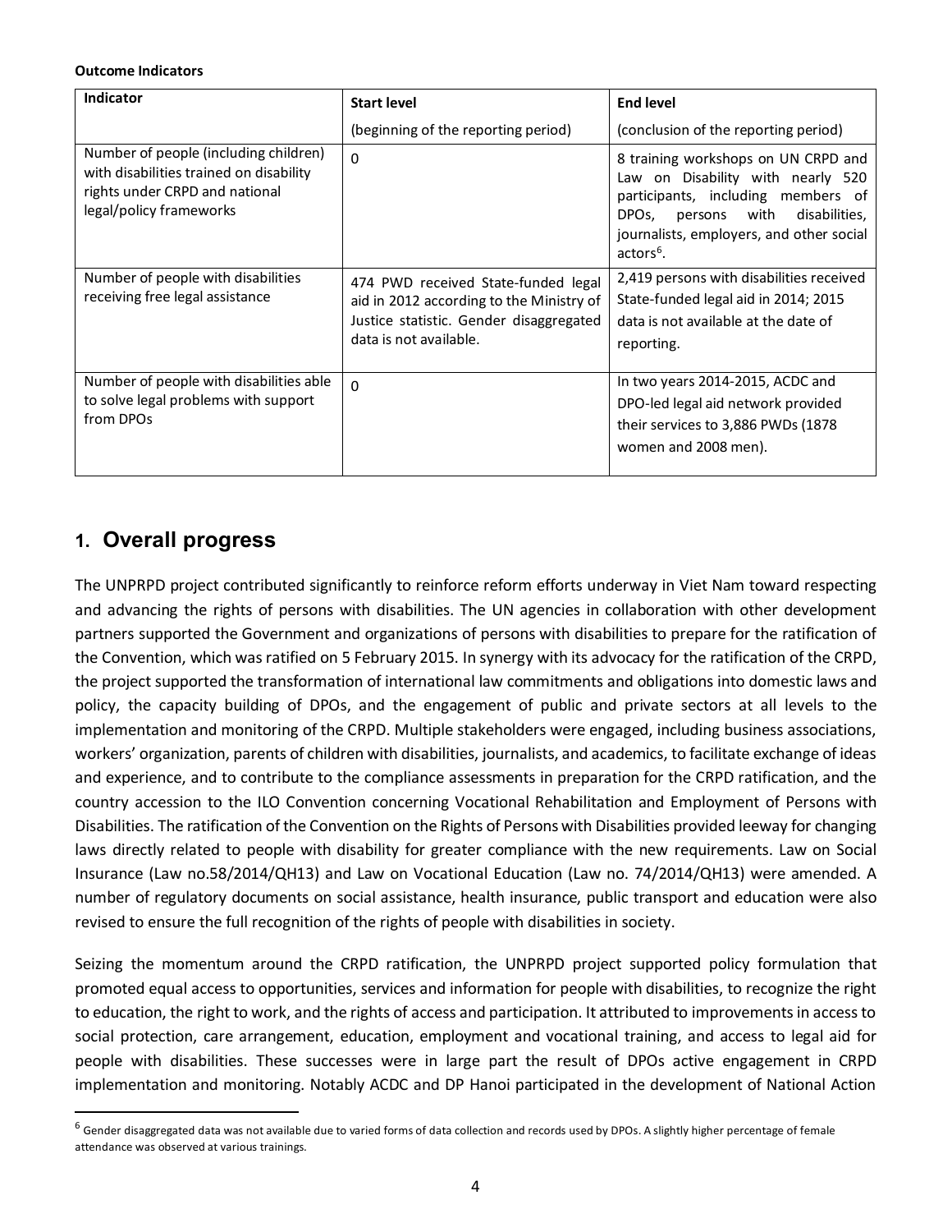**Outcome Indicators**

| Indicator | Start level<br>(beginning of the reporting period) | End level<br>(conclusion of the reporting period) |
|---|---|---|
| Number of people (including children) with disabilities trained on disability rights under CRPD and national legal/policy frameworks | 0 | 8 training workshops on UN CRPD and Law on Disability with nearly 520 participants, including members of DPOs, persons with disabilities, journalists, employers, and other social actors[6]. |
| Number of people with disabilities receiving free legal assistance | 474 PWD received State-funded legal aid in 2012 according to the Ministry of Justice statistic. Gender disaggregated data is not available. | 2,419 persons with disabilities received State-funded legal aid in 2014; 2015 data is not available at the date of reporting. |
| Number of people with disabilities able to solve legal problems with support from DPOs | 0 | In two years 2014-2015, ACDC and DPO-led legal aid network provided their services to 3,886 PWDs (1878 women and 2008 men). |

## 1. Overall progress

The UNPRPD project contributed significantly to reinforce reform efforts underway in Viet Nam toward respecting and advancing the rights of persons with disabilities. The UN agencies in collaboration with other development partners supported the Government and organizations of persons with disabilities to prepare for the ratification of the Convention, which was ratified on 5 February 2015. In synergy with its advocacy for the ratification of the CRPD, the project supported the transformation of international law commitments and obligations into domestic laws and policy, the capacity building of DPOs, and the engagement of public and private sectors at all levels to the implementation and monitoring of the CRPD. Multiple stakeholders were engaged, including business associations, workers' organization, parents of children with disabilities, journalists, and academics, to facilitate exchange of ideas and experience, and to contribute to the compliance assessments in preparation for the CRPD ratification, and the country accession to the ILO Convention concerning Vocational Rehabilitation and Employment of Persons with Disabilities. The ratification of the Convention on the Rights of Persons with Disabilities provided leeway for changing laws directly related to people with disability for greater compliance with the new requirements. Law on Social Insurance (Law no.58/2014/QH13) and Law on Vocational Education (Law no. 74/2014/QH13) were amended. A number of regulatory documents on social assistance, health insurance, public transport and education were also revised to ensure the full recognition of the rights of people with disabilities in society.

Seizing the momentum around the CRPD ratification, the UNPRPD project supported policy formulation that promoted equal access to opportunities, services and information for people with disabilities, to recognize the right to education, the right to work, and the rights of access and participation. It attributed to improvements in access to social protection, care arrangement, education, employment and vocational training, and access to legal aid for people with disabilities. These successes were in large part the result of DPOs active engagement in CRPD implementation and monitoring. Notably ACDC and DP Hanoi participated in the development of National Action

[6] Gender disaggregated data was not available due to varied forms of data collection and records used by DPOs. A slightly higher percentage of female attendance was observed at various trainings.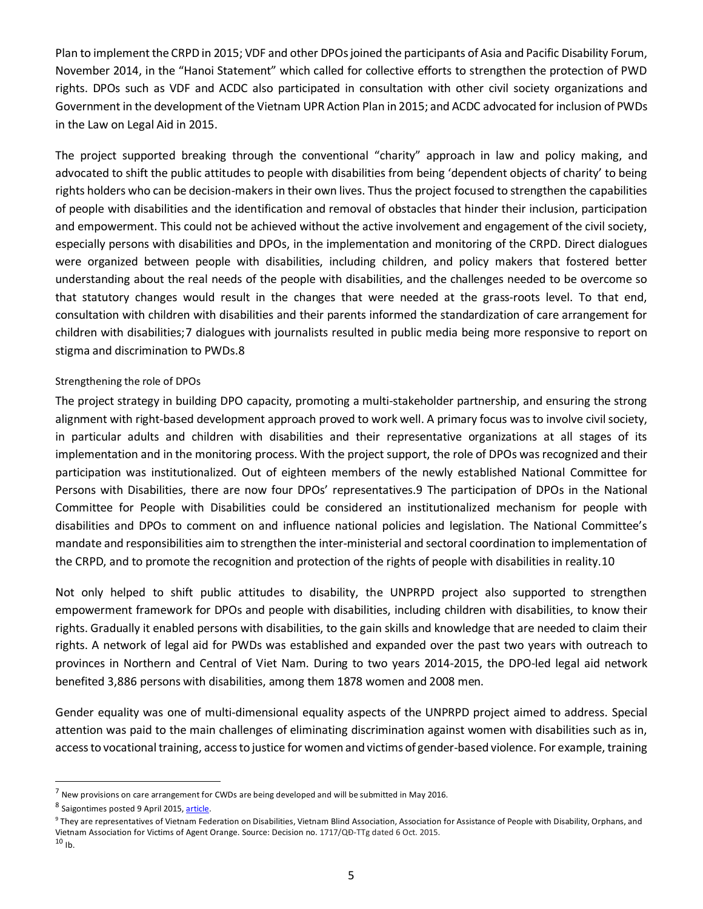Plan to implement the CRPD in 2015; VDF and other DPOs joined the participants of Asia and Pacific Disability Forum, November 2014, in the "Hanoi Statement" which called for collective efforts to strengthen the protection of PWD rights. DPOs such as VDF and ACDC also participated in consultation with other civil society organizations and Government in the development of the Vietnam UPR Action Plan in 2015; and ACDC advocated for inclusion of PWDs in the Law on Legal Aid in 2015.

The project supported breaking through the conventional "charity" approach in law and policy making, and advocated to shift the public attitudes to people with disabilities from being 'dependent objects of charity' to being rights holders who can be decision-makers in their own lives. Thus the project focused to strengthen the capabilities of people with disabilities and the identification and removal of obstacles that hinder their inclusion, participation and empowerment. This could not be achieved without the active involvement and engagement of the civil society, especially persons with disabilities and DPOs, in the implementation and monitoring of the CRPD. Direct dialogues were organized between people with disabilities, including children, and policy makers that fostered better understanding about the real needs of the people with disabilities, and the challenges needed to be overcome so that statutory changes would result in the changes that were needed at the grass-roots level. To that end, consultation with children with disabilities and their parents informed the standardization of care arrangement for children with disabilities;[7] dialogues with journalists resulted in public media being more responsive to report on stigma and discrimination to PWDs.[8]

### Strengthening the role of DPOs

The project strategy in building DPO capacity, promoting a multi-stakeholder partnership, and ensuring the strong alignment with right-based development approach proved to work well. A primary focus was to involve civil society, in particular adults and children with disabilities and their representative organizations at all stages of its implementation and in the monitoring process. With the project support, the role of DPOs was recognized and their participation was institutionalized. Out of eighteen members of the newly established National Committee for Persons with Disabilities, there are now four DPOs' representatives.[9] The participation of DPOs in the National Committee for People with Disabilities could be considered an institutionalized mechanism for people with disabilities and DPOs to comment on and influence national policies and legislation. The National Committee's mandate and responsibilities aim to strengthen the inter-ministerial and sectoral coordination to implementation of the CRPD, and to promote the recognition and protection of the rights of people with disabilities in reality.[10]

Not only helped to shift public attitudes to disability, the UNPRPD project also supported to strengthen empowerment framework for DPOs and people with disabilities, including children with disabilities, to know their rights. Gradually it enabled persons with disabilities, to the gain skills and knowledge that are needed to claim their rights. A network of legal aid for PWDs was established and expanded over the past two years with outreach to provinces in Northern and Central of Viet Nam. During to two years 2014-2015, the DPO-led legal aid network benefited 3,886 persons with disabilities, among them 1878 women and 2008 men.

Gender equality was one of multi-dimensional equality aspects of the UNPRPD project aimed to address. Special attention was paid to the main challenges of eliminating discrimination against women with disabilities such as in, access to vocational training, access to justice for women and victims of gender-based violence. For example, training

---

[7] New provisions on care arrangement for CWDs are being developed and will be submitted in May 2016.

[8] Saigontimes posted 9 April 2015, article.

[9] They are representatives of Vietnam Federation on Disabilities, Vietnam Blind Association, Association for Assistance of People with Disability, Orphans, and Vietnam Association for Victims of Agent Orange. Source: Decision no. 1717/QĐ-TTg dated 6 Oct. 2015.

[10] Ib.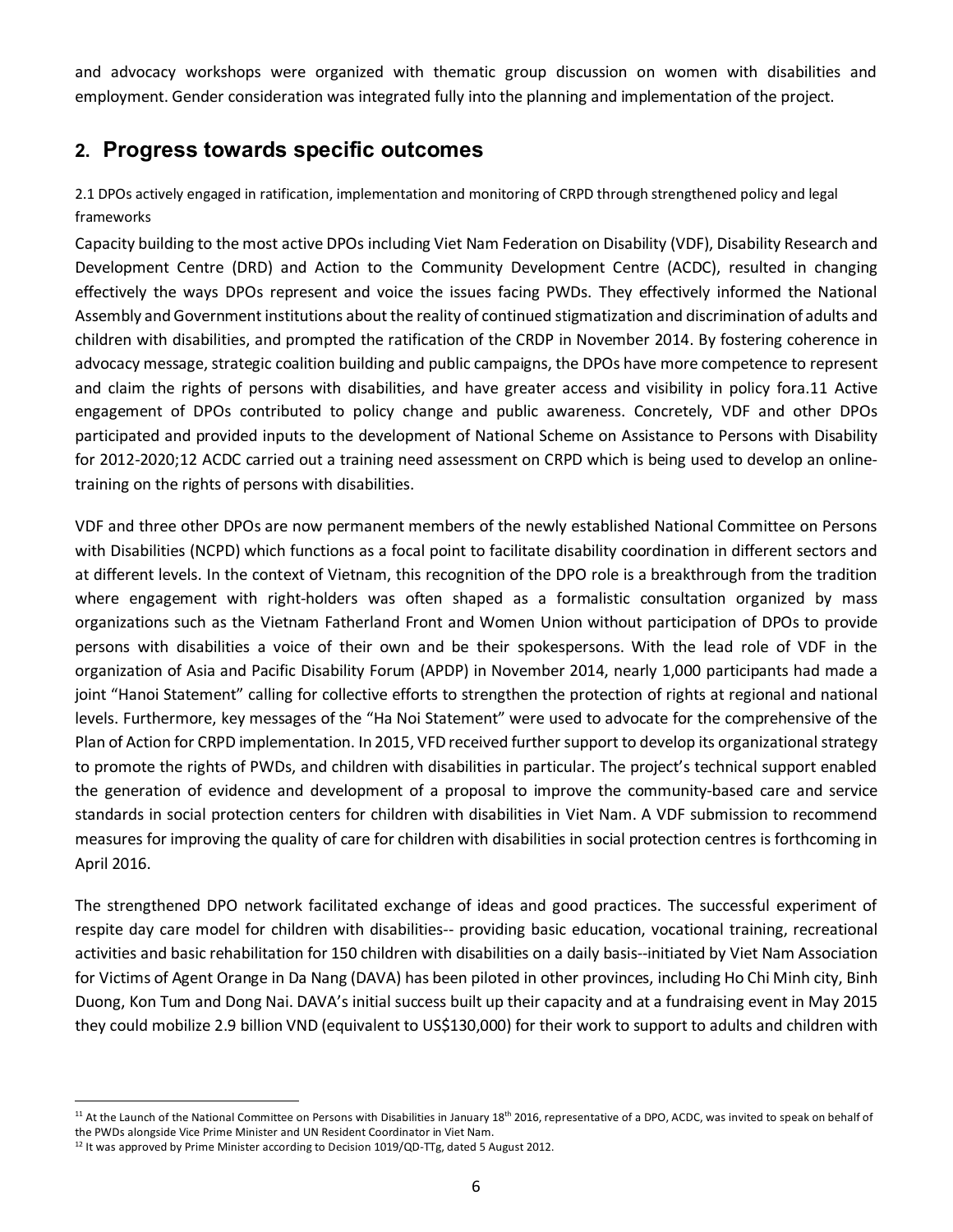and advocacy workshops were organized with thematic group discussion on women with disabilities and employment. Gender consideration was integrated fully into the planning and implementation of the project.

## 2. Progress towards specific outcomes

2.1 DPOs actively engaged in ratification, implementation and monitoring of CRPD through strengthened policy and legal frameworks

Capacity building to the most active DPOs including Viet Nam Federation on Disability (VDF), Disability Research and Development Centre (DRD) and Action to the Community Development Centre (ACDC), resulted in changing effectively the ways DPOs represent and voice the issues facing PWDs. They effectively informed the National Assembly and Government institutions about the reality of continued stigmatization and discrimination of adults and children with disabilities, and prompted the ratification of the CRDP in November 2014. By fostering coherence in advocacy message, strategic coalition building and public campaigns, the DPOs have more competence to represent and claim the rights of persons with disabilities, and have greater access and visibility in policy fora.[11] Active engagement of DPOs contributed to policy change and public awareness. Concretely, VDF and other DPOs participated and provided inputs to the development of National Scheme on Assistance to Persons with Disability for 2012-2020;[12] ACDC carried out a training need assessment on CRPD which is being used to develop an online-training on the rights of persons with disabilities.

VDF and three other DPOs are now permanent members of the newly established National Committee on Persons with Disabilities (NCPD) which functions as a focal point to facilitate disability coordination in different sectors and at different levels. In the context of Vietnam, this recognition of the DPO role is a breakthrough from the tradition where engagement with right-holders was often shaped as a formalistic consultation organized by mass organizations such as the Vietnam Fatherland Front and Women Union without participation of DPOs to provide persons with disabilities a voice of their own and be their spokespersons. With the lead role of VDF in the organization of Asia and Pacific Disability Forum (APDP) in November 2014, nearly 1,000 participants had made a joint "Hanoi Statement" calling for collective efforts to strengthen the protection of rights at regional and national levels. Furthermore, key messages of the "Ha Noi Statement" were used to advocate for the comprehensive of the Plan of Action for CRPD implementation. In 2015, VFD received further support to develop its organizational strategy to promote the rights of PWDs, and children with disabilities in particular. The project's technical support enabled the generation of evidence and development of a proposal to improve the community-based care and service standards in social protection centers for children with disabilities in Viet Nam. A VDF submission to recommend measures for improving the quality of care for children with disabilities in social protection centres is forthcoming in April 2016.

The strengthened DPO network facilitated exchange of ideas and good practices. The successful experiment of respite day care model for children with disabilities-- providing basic education, vocational training, recreational activities and basic rehabilitation for 150 children with disabilities on a daily basis--initiated by Viet Nam Association for Victims of Agent Orange in Da Nang (DAVA) has been piloted in other provinces, including Ho Chi Minh city, Binh Duong, Kon Tum and Dong Nai. DAVA's initial success built up their capacity and at a fundraising event in May 2015 they could mobilize 2.9 billion VND (equivalent to US$130,000) for their work to support to adults and children with

---

[11] At the Launch of the National Committee on Persons with Disabilities in January 18th 2016, representative of a DPO, ACDC, was invited to speak on behalf of the PWDs alongside Vice Prime Minister and UN Resident Coordinator in Viet Nam.

[12] It was approved by Prime Minister according to Decision 1019/QD-TTg, dated 5 August 2012.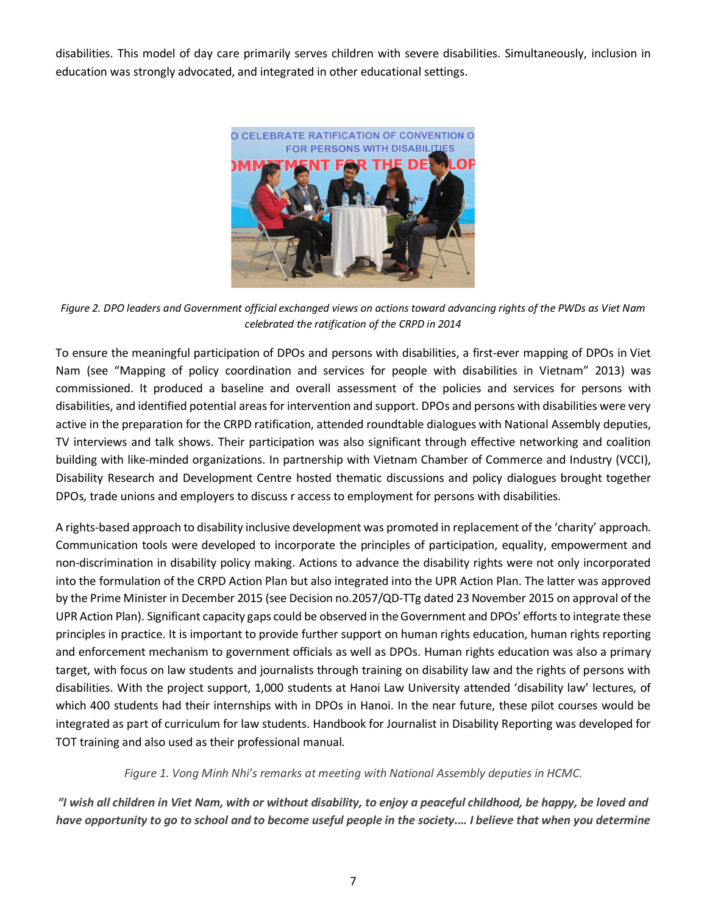disabilities. This model of day care primarily serves children with severe disabilities. Simultaneously, inclusion in education was strongly advocated, and integrated in other educational settings.

*Figure 2. DPO leaders and Government official exchanged views on actions toward advancing rights of the PWDs as Viet Nam celebrated the ratification of the CRPD in 2014*

To ensure the meaningful participation of DPOs and persons with disabilities, a first-ever mapping of DPOs in Viet Nam (see "Mapping of policy coordination and services for people with disabilities in Vietnam" 2013) was commissioned. It produced a baseline and overall assessment of the policies and services for persons with disabilities, and identified potential areas for intervention and support. DPOs and persons with disabilities were very active in the preparation for the CRPD ratification, attended roundtable dialogues with National Assembly deputies, TV interviews and talk shows. Their participation was also significant through effective networking and coalition building with like-minded organizations. In partnership with Vietnam Chamber of Commerce and Industry (VCCI), Disability Research and Development Centre hosted thematic discussions and policy dialogues brought together DPOs, trade unions and employers to discuss r access to employment for persons with disabilities.

A rights-based approach to disability inclusive development was promoted in replacement of the 'charity' approach. Communication tools were developed to incorporate the principles of participation, equality, empowerment and non-discrimination in disability policy making. Actions to advance the disability rights were not only incorporated into the formulation of the CRPD Action Plan but also integrated into the UPR Action Plan. The latter was approved by the Prime Minister in December 2015 (see Decision no.2057/QD-TTg dated 23 November 2015 on approval of the UPR Action Plan). Significant capacity gaps could be observed in the Government and DPOs' efforts to integrate these principles in practice. It is important to provide further support on human rights education, human rights reporting and enforcement mechanism to government officials as well as DPOs. Human rights education was also a primary target, with focus on law students and journalists through training on disability law and the rights of persons with disabilities. With the project support, 1,000 students at Hanoi Law University attended 'disability law' lectures, of which 400 students had their internships with in DPOs in Hanoi. In the near future, these pilot courses would be integrated as part of curriculum for law students. Handbook for Journalist in Disability Reporting was developed for TOT training and also used as their professional manual.

*Figure 1. Vong Minh Nhi's remarks at meeting with National Assembly deputies in HCMC.*

***"I wish all children in Viet Nam, with or without disability, to enjoy a peaceful childhood, be happy, be loved and have opportunity to go to school and to become useful people in the society.… I believe that when you determine***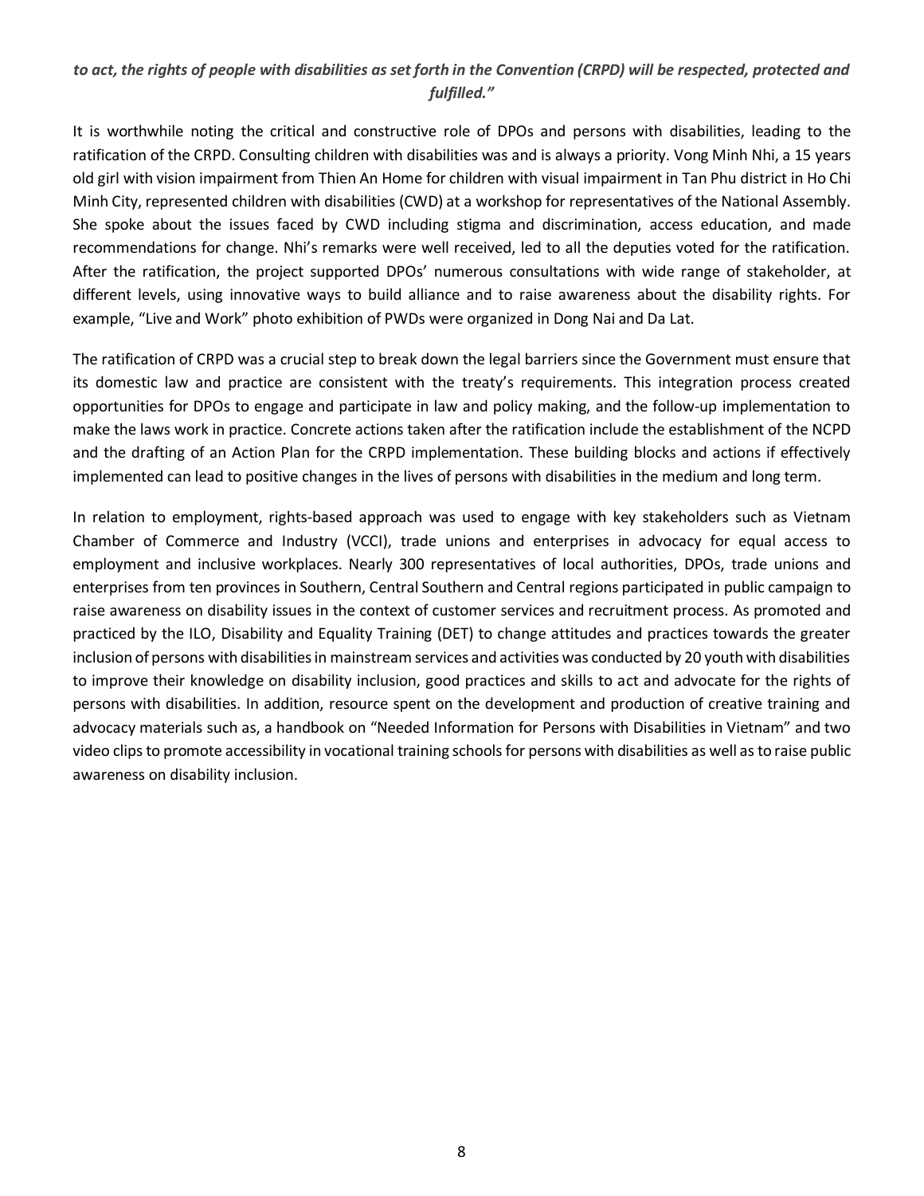***to act, the rights of people with disabilities as set forth in the Convention (CRPD) will be respected, protected and fulfilled."***

It is worthwhile noting the critical and constructive role of DPOs and persons with disabilities, leading to the ratification of the CRPD. Consulting children with disabilities was and is always a priority. Vong Minh Nhi, a 15 years old girl with vision impairment from Thien An Home for children with visual impairment in Tan Phu district in Ho Chi Minh City, represented children with disabilities (CWD) at a workshop for representatives of the National Assembly. She spoke about the issues faced by CWD including stigma and discrimination, access education, and made recommendations for change. Nhi's remarks were well received, led to all the deputies voted for the ratification. After the ratification, the project supported DPOs' numerous consultations with wide range of stakeholder, at different levels, using innovative ways to build alliance and to raise awareness about the disability rights. For example, "Live and Work" photo exhibition of PWDs were organized in Dong Nai and Da Lat.

The ratification of CRPD was a crucial step to break down the legal barriers since the Government must ensure that its domestic law and practice are consistent with the treaty's requirements. This integration process created opportunities for DPOs to engage and participate in law and policy making, and the follow-up implementation to make the laws work in practice. Concrete actions taken after the ratification include the establishment of the NCPD and the drafting of an Action Plan for the CRPD implementation. These building blocks and actions if effectively implemented can lead to positive changes in the lives of persons with disabilities in the medium and long term.

In relation to employment, rights-based approach was used to engage with key stakeholders such as Vietnam Chamber of Commerce and Industry (VCCI), trade unions and enterprises in advocacy for equal access to employment and inclusive workplaces. Nearly 300 representatives of local authorities, DPOs, trade unions and enterprises from ten provinces in Southern, Central Southern and Central regions participated in public campaign to raise awareness on disability issues in the context of customer services and recruitment process. As promoted and practiced by the ILO, Disability and Equality Training (DET) to change attitudes and practices towards the greater inclusion of persons with disabilities in mainstream services and activities was conducted by 20 youth with disabilities to improve their knowledge on disability inclusion, good practices and skills to act and advocate for the rights of persons with disabilities. In addition, resource spent on the development and production of creative training and advocacy materials such as, a handbook on "Needed Information for Persons with Disabilities in Vietnam" and two video clips to promote accessibility in vocational training schools for persons with disabilities as well as to raise public awareness on disability inclusion.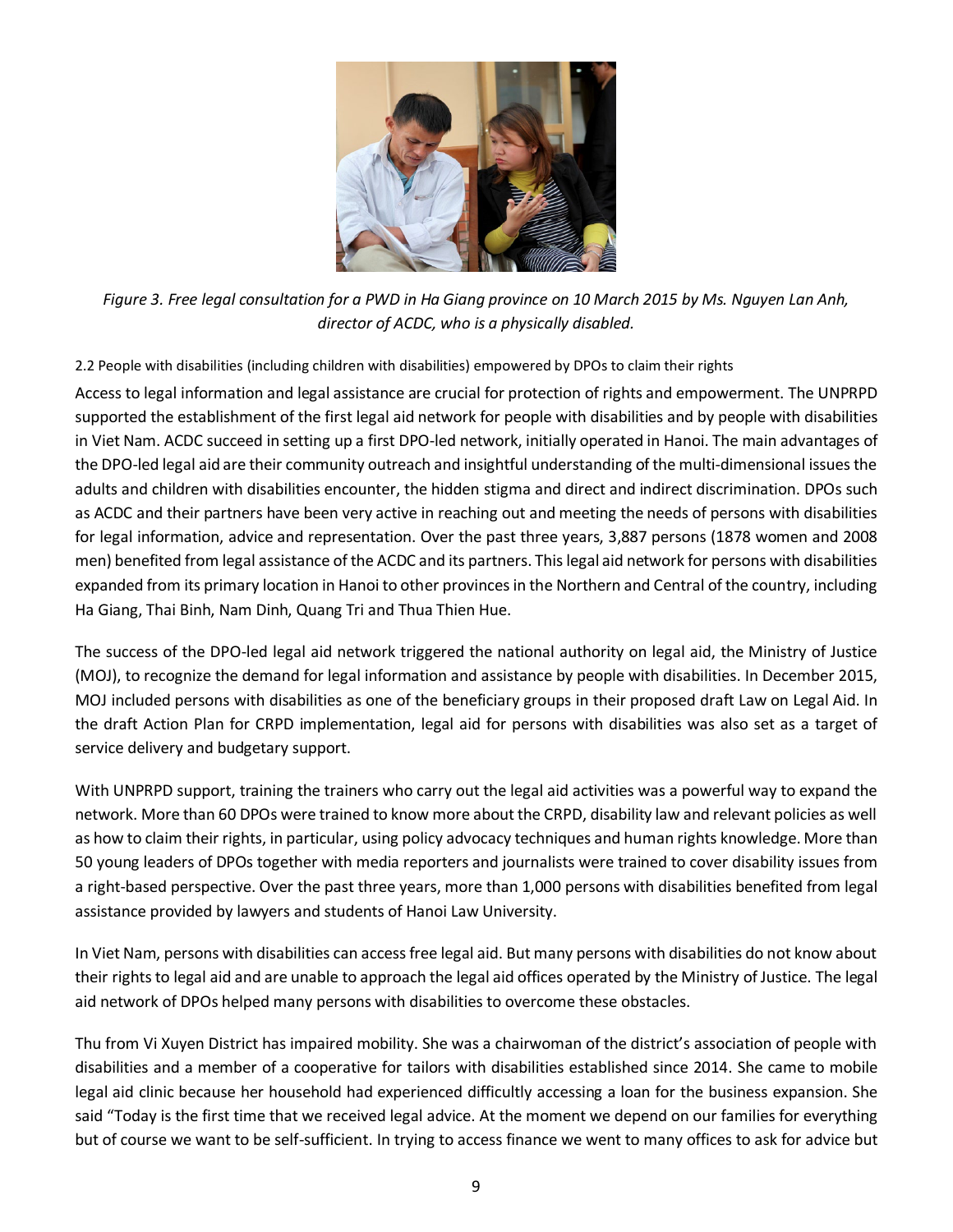*Figure 3. Free legal consultation for a PWD in Ha Giang province on 10 March 2015 by Ms. Nguyen Lan Anh, director of ACDC, who is a physically disabled.*

### 2.2 People with disabilities (including children with disabilities) empowered by DPOs to claim their rights

Access to legal information and legal assistance are crucial for protection of rights and empowerment. The UNPRPD supported the establishment of the first legal aid network for people with disabilities and by people with disabilities in Viet Nam. ACDC succeed in setting up a first DPO-led network, initially operated in Hanoi. The main advantages of the DPO-led legal aid are their community outreach and insightful understanding of the multi-dimensional issues the adults and children with disabilities encounter, the hidden stigma and direct and indirect discrimination. DPOs such as ACDC and their partners have been very active in reaching out and meeting the needs of persons with disabilities for legal information, advice and representation. Over the past three years, 3,887 persons (1878 women and 2008 men) benefited from legal assistance of the ACDC and its partners. This legal aid network for persons with disabilities expanded from its primary location in Hanoi to other provinces in the Northern and Central of the country, including Ha Giang, Thai Binh, Nam Dinh, Quang Tri and Thua Thien Hue.

The success of the DPO-led legal aid network triggered the national authority on legal aid, the Ministry of Justice (MOJ), to recognize the demand for legal information and assistance by people with disabilities. In December 2015, MOJ included persons with disabilities as one of the beneficiary groups in their proposed draft Law on Legal Aid. In the draft Action Plan for CRPD implementation, legal aid for persons with disabilities was also set as a target of service delivery and budgetary support.

With UNPRPD support, training the trainers who carry out the legal aid activities was a powerful way to expand the network. More than 60 DPOs were trained to know more about the CRPD, disability law and relevant policies as well as how to claim their rights, in particular, using policy advocacy techniques and human rights knowledge. More than 50 young leaders of DPOs together with media reporters and journalists were trained to cover disability issues from a right-based perspective. Over the past three years, more than 1,000 persons with disabilities benefited from legal assistance provided by lawyers and students of Hanoi Law University.

In Viet Nam, persons with disabilities can access free legal aid. But many persons with disabilities do not know about their rights to legal aid and are unable to approach the legal aid offices operated by the Ministry of Justice. The legal aid network of DPOs helped many persons with disabilities to overcome these obstacles.

Thu from Vi Xuyen District has impaired mobility. She was a chairwoman of the district's association of people with disabilities and a member of a cooperative for tailors with disabilities established since 2014. She came to mobile legal aid clinic because her household had experienced difficultly accessing a loan for the business expansion. She said "Today is the first time that we received legal advice. At the moment we depend on our families for everything but of course we want to be self-sufficient. In trying to access finance we went to many offices to ask for advice but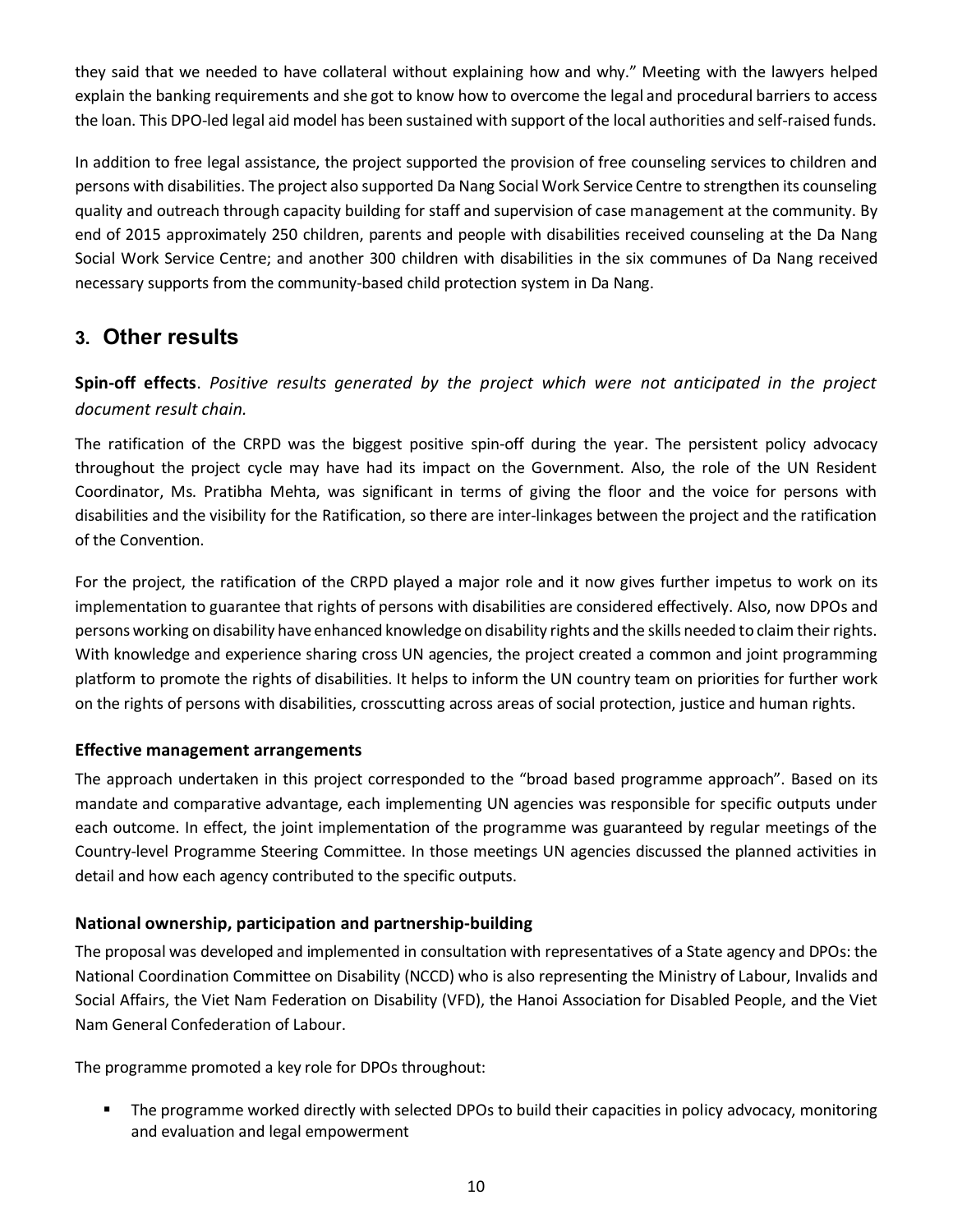they said that we needed to have collateral without explaining how and why." Meeting with the lawyers helped explain the banking requirements and she got to know how to overcome the legal and procedural barriers to access the loan. This DPO-led legal aid model has been sustained with support of the local authorities and self-raised funds.

In addition to free legal assistance, the project supported the provision of free counseling services to children and persons with disabilities. The project also supported Da Nang Social Work Service Centre to strengthen its counseling quality and outreach through capacity building for staff and supervision of case management at the community. By end of 2015 approximately 250 children, parents and people with disabilities received counseling at the Da Nang Social Work Service Centre; and another 300 children with disabilities in the six communes of Da Nang received necessary supports from the community-based child protection system in Da Nang.

## 3. Other results

**Spin-off effects**. *Positive results generated by the project which were not anticipated in the project document result chain.*

The ratification of the CRPD was the biggest positive spin-off during the year. The persistent policy advocacy throughout the project cycle may have had its impact on the Government. Also, the role of the UN Resident Coordinator, Ms. Pratibha Mehta, was significant in terms of giving the floor and the voice for persons with disabilities and the visibility for the Ratification, so there are inter-linkages between the project and the ratification of the Convention.

For the project, the ratification of the CRPD played a major role and it now gives further impetus to work on its implementation to guarantee that rights of persons with disabilities are considered effectively. Also, now DPOs and persons working on disability have enhanced knowledge on disability rights and the skills needed to claim their rights. With knowledge and experience sharing cross UN agencies, the project created a common and joint programming platform to promote the rights of disabilities. It helps to inform the UN country team on priorities for further work on the rights of persons with disabilities, crosscutting across areas of social protection, justice and human rights.

### Effective management arrangements

The approach undertaken in this project corresponded to the "broad based programme approach". Based on its mandate and comparative advantage, each implementing UN agencies was responsible for specific outputs under each outcome. In effect, the joint implementation of the programme was guaranteed by regular meetings of the Country-level Programme Steering Committee. In those meetings UN agencies discussed the planned activities in detail and how each agency contributed to the specific outputs.

### National ownership, participation and partnership-building

The proposal was developed and implemented in consultation with representatives of a State agency and DPOs: the National Coordination Committee on Disability (NCCD) who is also representing the Ministry of Labour, Invalids and Social Affairs, the Viet Nam Federation on Disability (VFD), the Hanoi Association for Disabled People, and the Viet Nam General Confederation of Labour.

The programme promoted a key role for DPOs throughout:

- The programme worked directly with selected DPOs to build their capacities in policy advocacy, monitoring and evaluation and legal empowerment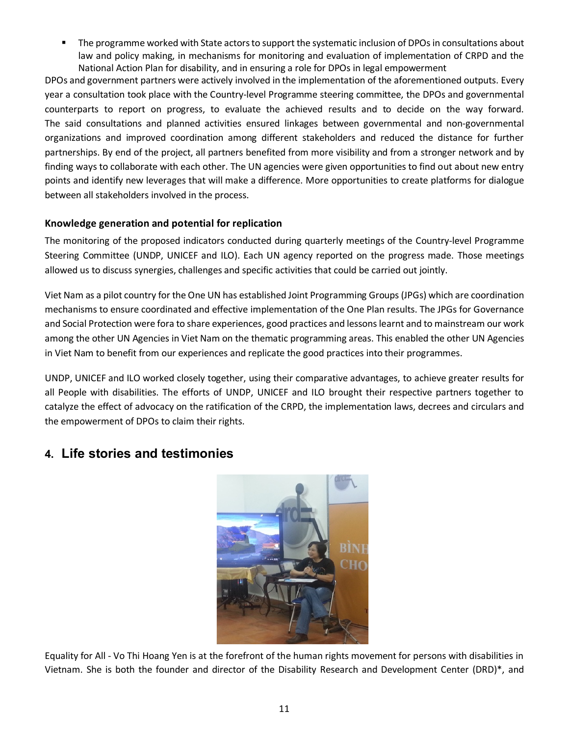- The programme worked with State actors to support the systematic inclusion of DPOs in consultations about law and policy making, in mechanisms for monitoring and evaluation of implementation of CRPD and the National Action Plan for disability, and in ensuring a role for DPOs in legal empowerment

DPOs and government partners were actively involved in the implementation of the aforementioned outputs. Every year a consultation took place with the Country-level Programme steering committee, the DPOs and governmental counterparts to report on progress, to evaluate the achieved results and to decide on the way forward. The said consultations and planned activities ensured linkages between governmental and non-governmental organizations and improved coordination among different stakeholders and reduced the distance for further partnerships. By end of the project, all partners benefited from more visibility and from a stronger network and by finding ways to collaborate with each other. The UN agencies were given opportunities to find out about new entry points and identify new leverages that will make a difference. More opportunities to create platforms for dialogue between all stakeholders involved in the process.

**Knowledge generation and potential for replication**

The monitoring of the proposed indicators conducted during quarterly meetings of the Country-level Programme Steering Committee (UNDP, UNICEF and ILO). Each UN agency reported on the progress made. Those meetings allowed us to discuss synergies, challenges and specific activities that could be carried out jointly.

Viet Nam as a pilot country for the One UN has established Joint Programming Groups (JPGs) which are coordination mechanisms to ensure coordinated and effective implementation of the One Plan results. The JPGs for Governance and Social Protection were fora to share experiences, good practices and lessons learnt and to mainstream our work among the other UN Agencies in Viet Nam on the thematic programming areas. This enabled the other UN Agencies in Viet Nam to benefit from our experiences and replicate the good practices into their programmes.

UNDP, UNICEF and ILO worked closely together, using their comparative advantages, to achieve greater results for all People with disabilities. The efforts of UNDP, UNICEF and ILO brought their respective partners together to catalyze the effect of advocacy on the ratification of the CRPD, the implementation laws, decrees and circulars and the empowerment of DPOs to claim their rights.

## 4. Life stories and testimonies

Equality for All - Vo Thi Hoang Yen is at the forefront of the human rights movement for persons with disabilities in Vietnam. She is both the founder and director of the Disability Research and Development Center (DRD)*, and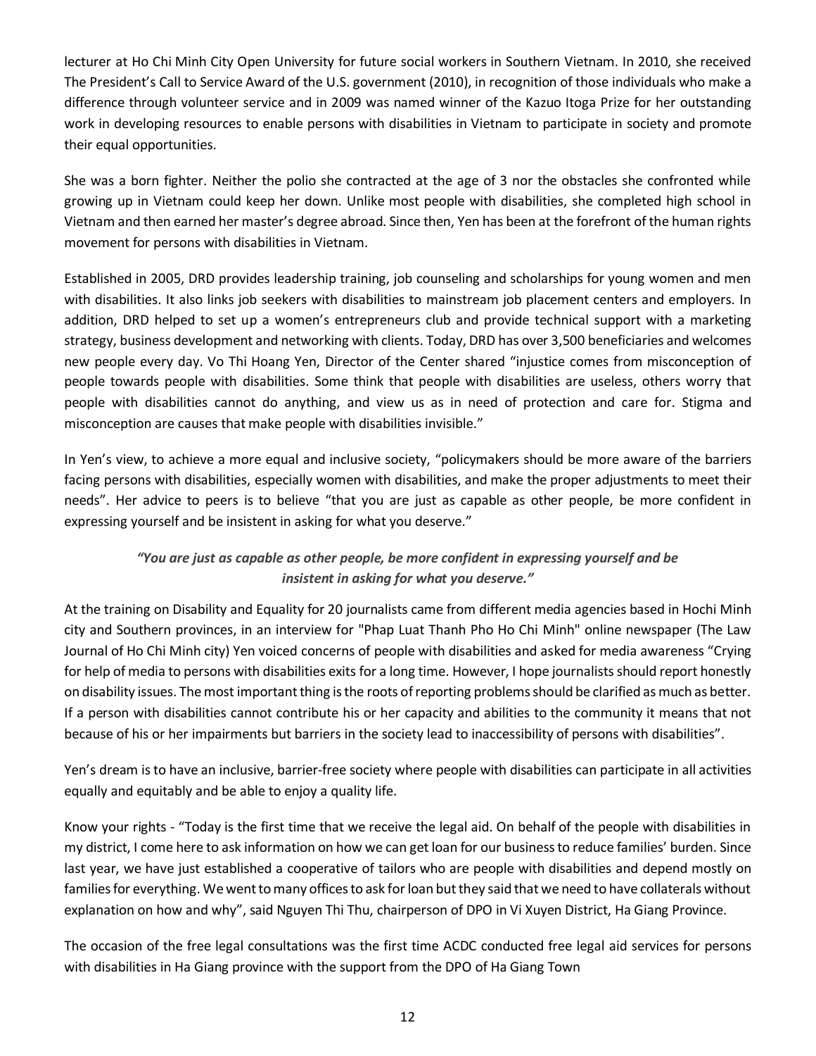lecturer at Ho Chi Minh City Open University for future social workers in Southern Vietnam. In 2010, she received The President's Call to Service Award of the U.S. government (2010), in recognition of those individuals who make a difference through volunteer service and in 2009 was named winner of the Kazuo Itoga Prize for her outstanding work in developing resources to enable persons with disabilities in Vietnam to participate in society and promote their equal opportunities.

She was a born fighter. Neither the polio she contracted at the age of 3 nor the obstacles she confronted while growing up in Vietnam could keep her down. Unlike most people with disabilities, she completed high school in Vietnam and then earned her master's degree abroad. Since then, Yen has been at the forefront of the human rights movement for persons with disabilities in Vietnam.

Established in 2005, DRD provides leadership training, job counseling and scholarships for young women and men with disabilities. It also links job seekers with disabilities to mainstream job placement centers and employers. In addition, DRD helped to set up a women's entrepreneurs club and provide technical support with a marketing strategy, business development and networking with clients. Today, DRD has over 3,500 beneficiaries and welcomes new people every day. Vo Thi Hoang Yen, Director of the Center shared "injustice comes from misconception of people towards people with disabilities. Some think that people with disabilities are useless, others worry that people with disabilities cannot do anything, and view us as in need of protection and care for. Stigma and misconception are causes that make people with disabilities invisible."

In Yen's view, to achieve a more equal and inclusive society, "policymakers should be more aware of the barriers facing persons with disabilities, especially women with disabilities, and make the proper adjustments to meet their needs". Her advice to peers is to believe "that you are just as capable as other people, be more confident in expressing yourself and be insistent in asking for what you deserve."

***"You are just as capable as other people, be more confident in expressing yourself and be insistent in asking for what you deserve."***

At the training on Disability and Equality for 20 journalists came from different media agencies based in Hochi Minh city and Southern provinces, in an interview for "Phap Luat Thanh Pho Ho Chi Minh" online newspaper (The Law Journal of Ho Chi Minh city) Yen voiced concerns of people with disabilities and asked for media awareness "Crying for help of media to persons with disabilities exits for a long time. However, I hope journalists should report honestly on disability issues. The most important thing is the roots of reporting problems should be clarified as much as better. If a person with disabilities cannot contribute his or her capacity and abilities to the community it means that not because of his or her impairments but barriers in the society lead to inaccessibility of persons with disabilities".

Yen's dream is to have an inclusive, barrier-free society where people with disabilities can participate in all activities equally and equitably and be able to enjoy a quality life.

Know your rights - "Today is the first time that we receive the legal aid. On behalf of the people with disabilities in my district, I come here to ask information on how we can get loan for our business to reduce families' burden. Since last year, we have just established a cooperative of tailors who are people with disabilities and depend mostly on families for everything. We went to many offices to ask for loan but they said that we need to have collaterals without explanation on how and why", said Nguyen Thi Thu, chairperson of DPO in Vi Xuyen District, Ha Giang Province.

The occasion of the free legal consultations was the first time ACDC conducted free legal aid services for persons with disabilities in Ha Giang province with the support from the DPO of Ha Giang Town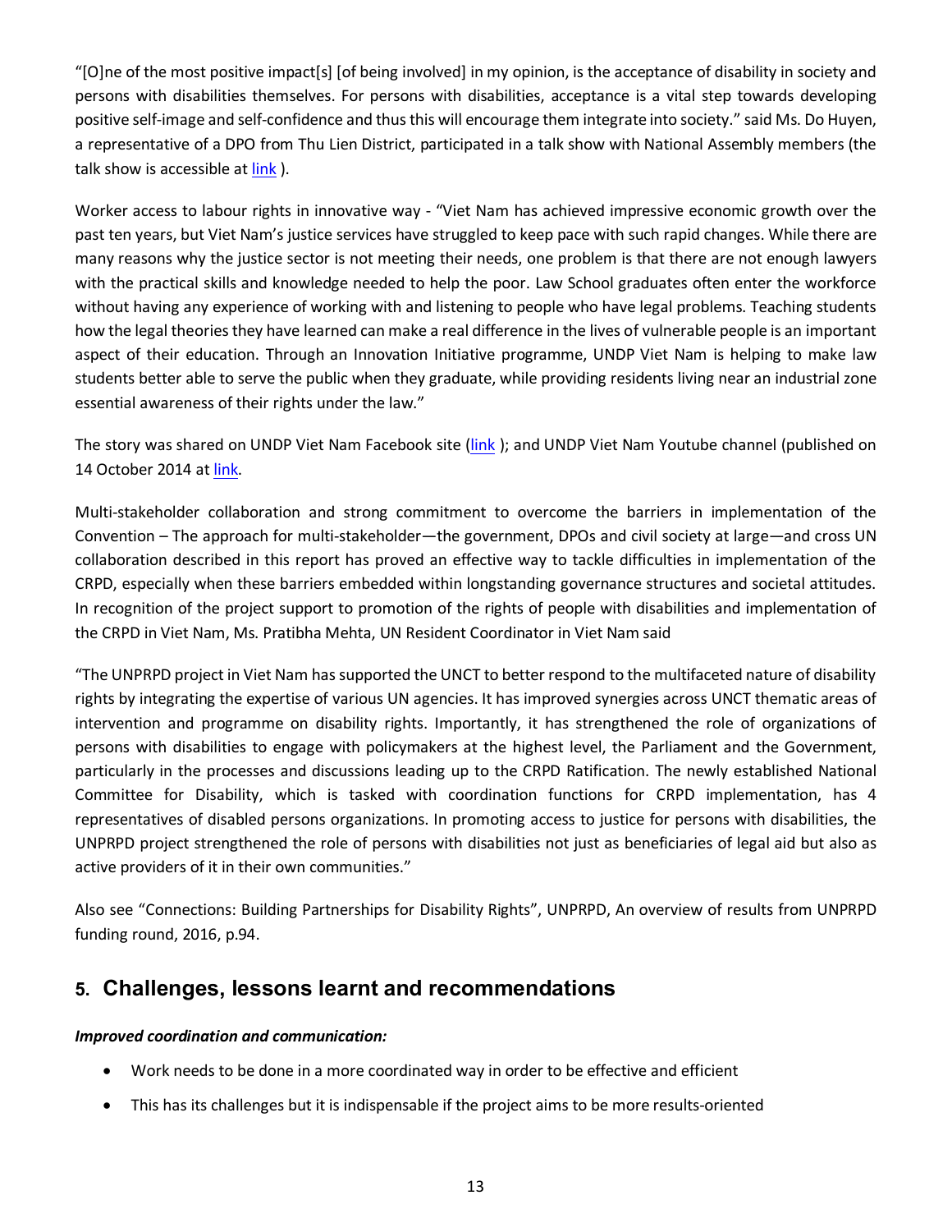"[O]ne of the most positive impact[s] [of being involved] in my opinion, is the acceptance of disability in society and persons with disabilities themselves. For persons with disabilities, acceptance is a vital step towards developing positive self-image and self-confidence and thus this will encourage them integrate into society." said Ms. Do Huyen, a representative of a DPO from Thu Lien District, participated in a talk show with National Assembly members (the talk show is accessible at link ).

Worker access to labour rights in innovative way - "Viet Nam has achieved impressive economic growth over the past ten years, but Viet Nam's justice services have struggled to keep pace with such rapid changes. While there are many reasons why the justice sector is not meeting their needs, one problem is that there are not enough lawyers with the practical skills and knowledge needed to help the poor. Law School graduates often enter the workforce without having any experience of working with and listening to people who have legal problems. Teaching students how the legal theories they have learned can make a real difference in the lives of vulnerable people is an important aspect of their education. Through an Innovation Initiative programme, UNDP Viet Nam is helping to make law students better able to serve the public when they graduate, while providing residents living near an industrial zone essential awareness of their rights under the law."

The story was shared on UNDP Viet Nam Facebook site (link ); and UNDP Viet Nam Youtube channel (published on 14 October 2014 at link.

Multi-stakeholder collaboration and strong commitment to overcome the barriers in implementation of the Convention – The approach for multi-stakeholder—the government, DPOs and civil society at large—and cross UN collaboration described in this report has proved an effective way to tackle difficulties in implementation of the CRPD, especially when these barriers embedded within longstanding governance structures and societal attitudes. In recognition of the project support to promotion of the rights of people with disabilities and implementation of the CRPD in Viet Nam, Ms. Pratibha Mehta, UN Resident Coordinator in Viet Nam said

"The UNPRPD project in Viet Nam has supported the UNCT to better respond to the multifaceted nature of disability rights by integrating the expertise of various UN agencies. It has improved synergies across UNCT thematic areas of intervention and programme on disability rights. Importantly, it has strengthened the role of organizations of persons with disabilities to engage with policymakers at the highest level, the Parliament and the Government, particularly in the processes and discussions leading up to the CRPD Ratification. The newly established National Committee for Disability, which is tasked with coordination functions for CRPD implementation, has 4 representatives of disabled persons organizations. In promoting access to justice for persons with disabilities, the UNPRPD project strengthened the role of persons with disabilities not just as beneficiaries of legal aid but also as active providers of it in their own communities."

Also see "Connections: Building Partnerships for Disability Rights", UNPRPD, An overview of results from UNPRPD funding round, 2016, p.94.

## 5. Challenges, lessons learnt and recommendations

***Improved coordination and communication:***

- Work needs to be done in a more coordinated way in order to be effective and efficient
- This has its challenges but it is indispensable if the project aims to be more results-oriented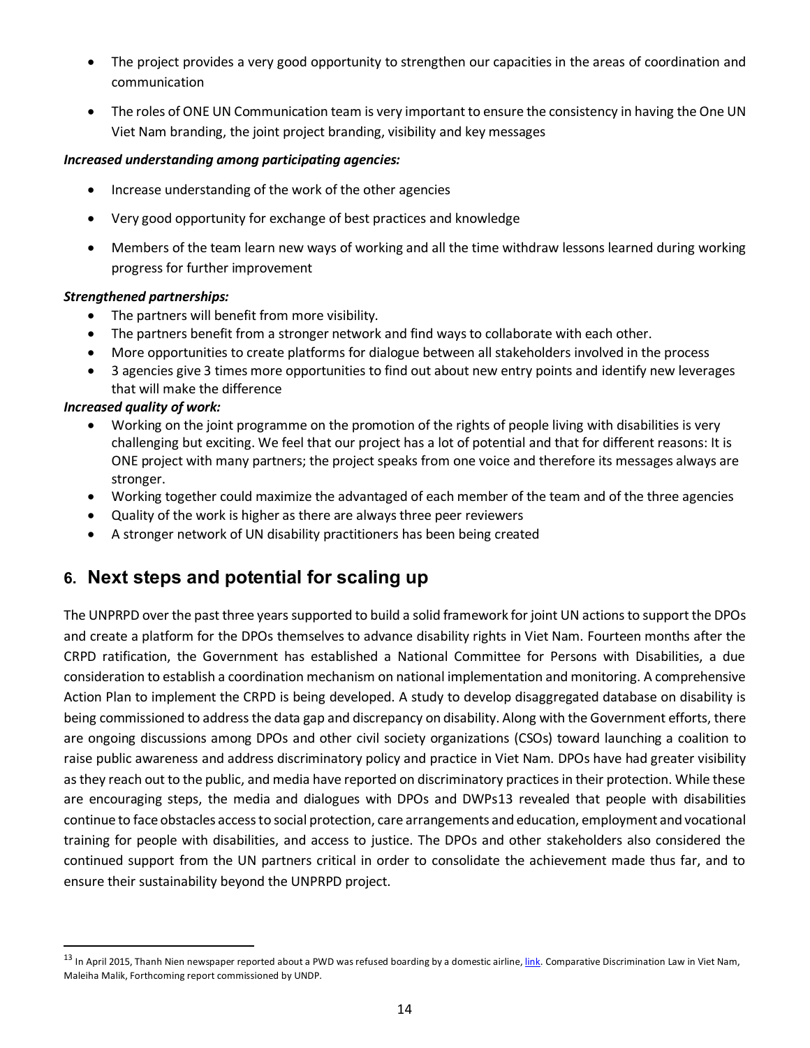- The project provides a very good opportunity to strengthen our capacities in the areas of coordination and communication
- The roles of ONE UN Communication team is very important to ensure the consistency in having the One UN Viet Nam branding, the joint project branding, visibility and key messages

***Increased understanding among participating agencies:***

- Increase understanding of the work of the other agencies
- Very good opportunity for exchange of best practices and knowledge
- Members of the team learn new ways of working and all the time withdraw lessons learned during working progress for further improvement

***Strengthened partnerships:***

- The partners will benefit from more visibility.
- The partners benefit from a stronger network and find ways to collaborate with each other.
- More opportunities to create platforms for dialogue between all stakeholders involved in the process
- 3 agencies give 3 times more opportunities to find out about new entry points and identify new leverages that will make the difference

***Increased quality of work:***

- Working on the joint programme on the promotion of the rights of people living with disabilities is very challenging but exciting. We feel that our project has a lot of potential and that for different reasons: It is ONE project with many partners; the project speaks from one voice and therefore its messages always are stronger.
- Working together could maximize the advantaged of each member of the team and of the three agencies
- Quality of the work is higher as there are always three peer reviewers
- A stronger network of UN disability practitioners has been being created

## 6. Next steps and potential for scaling up

The UNPRPD over the past three years supported to build a solid framework for joint UN actions to support the DPOs and create a platform for the DPOs themselves to advance disability rights in Viet Nam. Fourteen months after the CRPD ratification, the Government has established a National Committee for Persons with Disabilities, a due consideration to establish a coordination mechanism on national implementation and monitoring. A comprehensive Action Plan to implement the CRPD is being developed. A study to develop disaggregated database on disability is being commissioned to address the data gap and discrepancy on disability. Along with the Government efforts, there are ongoing discussions among DPOs and other civil society organizations (CSOs) toward launching a coalition to raise public awareness and address discriminatory policy and practice in Viet Nam. DPOs have had greater visibility as they reach out to the public, and media have reported on discriminatory practices in their protection. While these are encouraging steps, the media and dialogues with DPOs and DWPs[13] revealed that people with disabilities continue to face obstacles access to social protection, care arrangements and education, employment and vocational training for people with disabilities, and access to justice. The DPOs and other stakeholders also considered the continued support from the UN partners critical in order to consolidate the achievement made thus far, and to ensure their sustainability beyond the UNPRPD project.

[13] In April 2015, Thanh Nien newspaper reported about a PWD was refused boarding by a domestic airline, link. Comparative Discrimination Law in Viet Nam, Maleiha Malik, Forthcoming report commissioned by UNDP.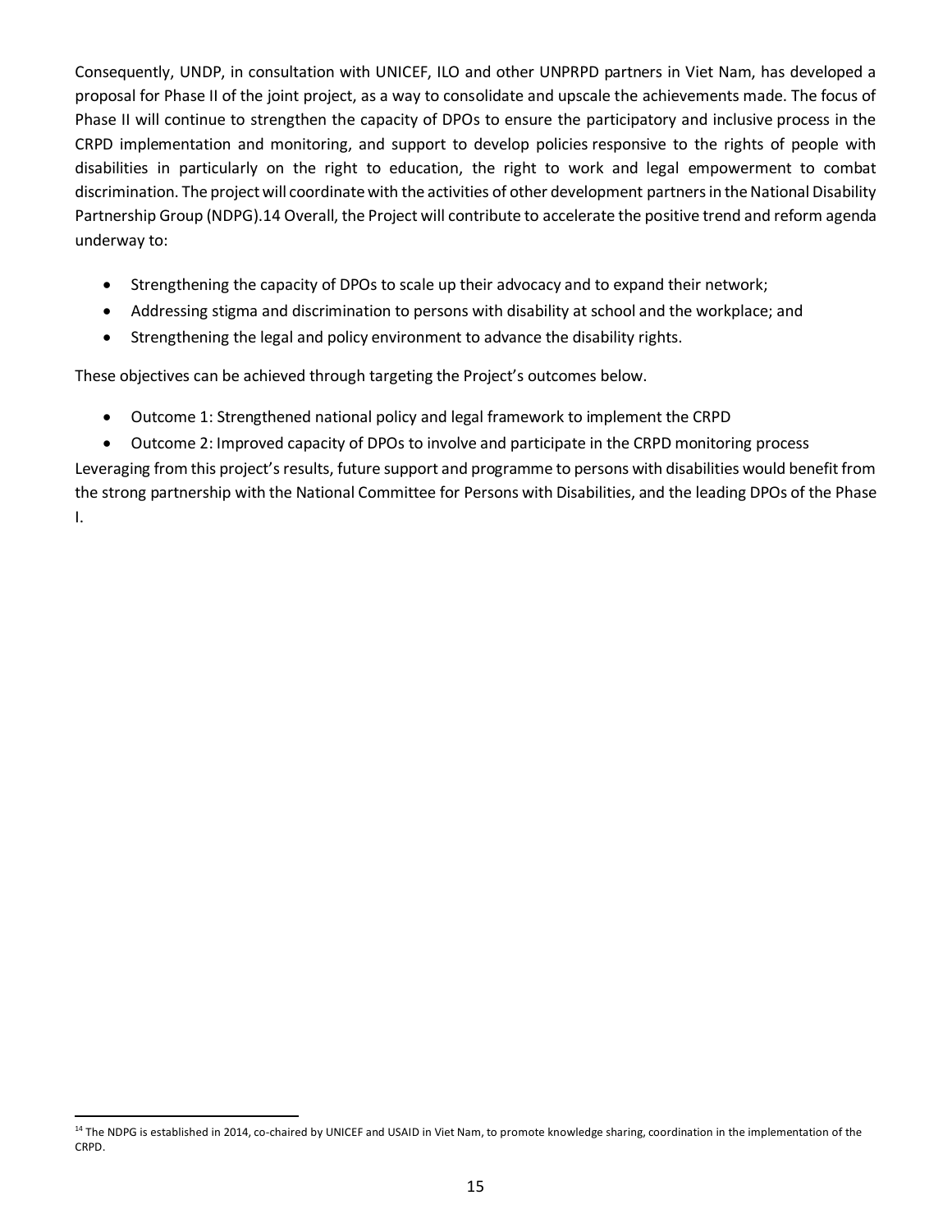Consequently, UNDP, in consultation with UNICEF, ILO and other UNPRPD partners in Viet Nam, has developed a proposal for Phase II of the joint project, as a way to consolidate and upscale the achievements made. The focus of Phase II will continue to strengthen the capacity of DPOs to ensure the participatory and inclusive process in the CRPD implementation and monitoring, and support to develop policies responsive to the rights of people with disabilities in particularly on the right to education, the right to work and legal empowerment to combat discrimination. The project will coordinate with the activities of other development partners in the National Disability Partnership Group (NDPG).14 Overall, the Project will contribute to accelerate the positive trend and reform agenda underway to:

- Strengthening the capacity of DPOs to scale up their advocacy and to expand their network;
- Addressing stigma and discrimination to persons with disability at school and the workplace; and
- Strengthening the legal and policy environment to advance the disability rights.

These objectives can be achieved through targeting the Project's outcomes below.

- Outcome 1: Strengthened national policy and legal framework to implement the CRPD
- Outcome 2: Improved capacity of DPOs to involve and participate in the CRPD monitoring process

Leveraging from this project's results, future support and programme to persons with disabilities would benefit from the strong partnership with the National Committee for Persons with Disabilities, and the leading DPOs of the Phase I.

---

[14] The NDPG is established in 2014, co-chaired by UNICEF and USAID in Viet Nam, to promote knowledge sharing, coordination in the implementation of the CRPD.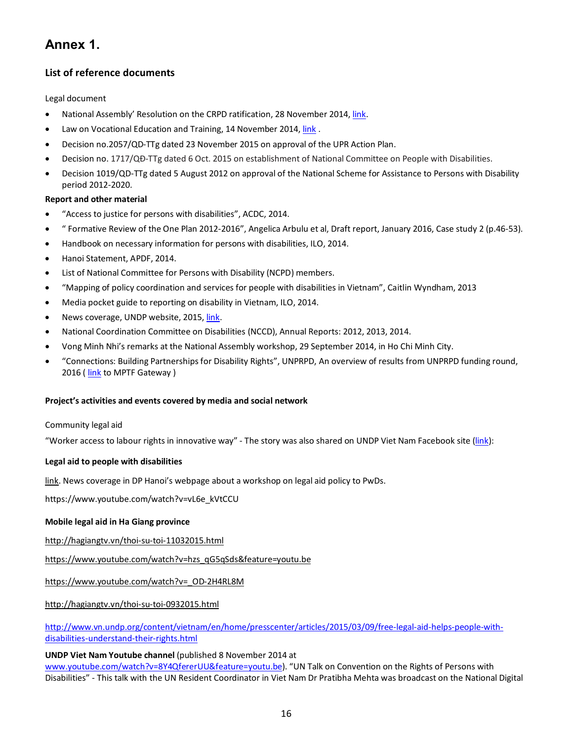# Annex 1.

## List of reference documents

Legal document

- National Assembly' Resolution on the CRPD ratification, 28 November 2014, link.
- Law on Vocational Education and Training, 14 November 2014, link .
- Decision no.2057/QD-TTg dated 23 November 2015 on approval of the UPR Action Plan.
- Decision no. 1717/QĐ-TTg dated 6 Oct. 2015 on establishment of National Committee on People with Disabilities.
- Decision 1019/QD-TTg dated 5 August 2012 on approval of the National Scheme for Assistance to Persons with Disability period 2012-2020.

**Report and other material**

- "Access to justice for persons with disabilities", ACDC, 2014.
- " Formative Review of the One Plan 2012-2016", Angelica Arbulu et al, Draft report, January 2016, Case study 2 (p.46-53).
- Handbook on necessary information for persons with disabilities, ILO, 2014.
- Hanoi Statement, APDF, 2014.
- List of National Committee for Persons with Disability (NCPD) members.
- "Mapping of policy coordination and services for people with disabilities in Vietnam", Caitlin Wyndham, 2013
- Media pocket guide to reporting on disability in Vietnam, ILO, 2014.
- News coverage, UNDP website, 2015, link.
- National Coordination Committee on Disabilities (NCCD), Annual Reports: 2012, 2013, 2014.
- Vong Minh Nhi's remarks at the National Assembly workshop, 29 September 2014, in Ho Chi Minh City.
- "Connections: Building Partnerships for Disability Rights", UNPRPD, An overview of results from UNPRPD funding round, 2016 ( link to MPTF Gateway )

**Project's activities and events covered by media and social network**

Community legal aid

"Worker access to labour rights in innovative way" - The story was also shared on UNDP Viet Nam Facebook site (link):

**Legal aid to people with disabilities**

link. News coverage in DP Hanoi's webpage about a workshop on legal aid policy to PwDs.

https://www.youtube.com/watch?v=vL6e_kVtCCU

**Mobile legal aid in Ha Giang province**

http://hagiangtv.vn/thoi-su-toi-11032015.html

https://www.youtube.com/watch?v=hzs_qG5qSds&feature=youtu.be

https://www.youtube.com/watch?v=_OD-2H4RL8M

http://hagiangtv.vn/thoi-su-toi-0932015.html

http://www.vn.undp.org/content/vietnam/en/home/presscenter/articles/2015/03/09/free-legal-aid-helps-people-with-disabilities-understand-their-rights.html

**UNDP Viet Nam Youtube channel** (published 8 November 2014 at www.youtube.com/watch?v=8Y4QfererUU&feature=youtu.be). "UN Talk on Convention on the Rights of Persons with Disabilities" - This talk with the UN Resident Coordinator in Viet Nam Dr Pratibha Mehta was broadcast on the National Digital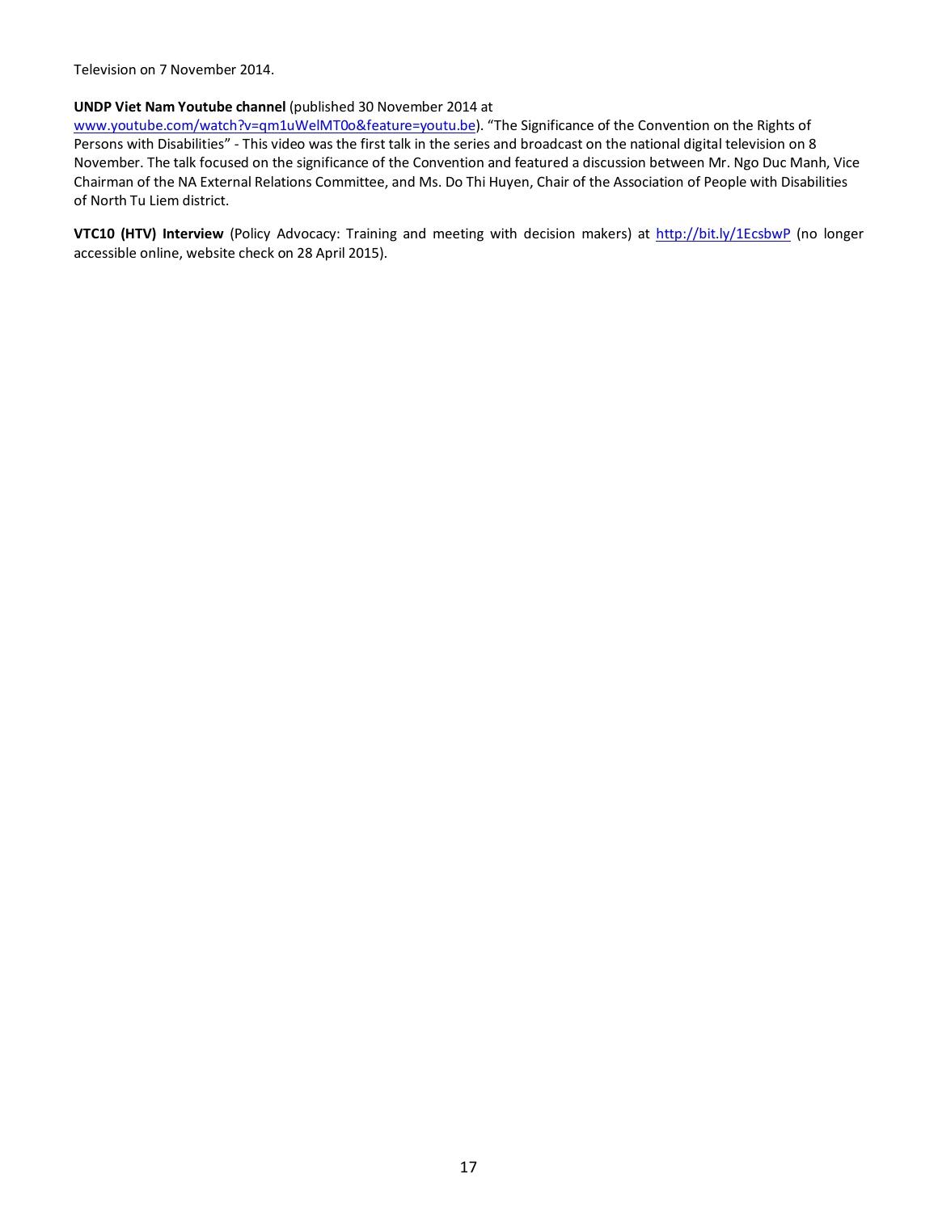Television on 7 November 2014.

**UNDP Viet Nam Youtube channel** (published 30 November 2014 at www.youtube.com/watch?v=qm1uWelMT0o&feature=youtu.be). "The Significance of the Convention on the Rights of Persons with Disabilities" - This video was the first talk in the series and broadcast on the national digital television on 8 November. The talk focused on the significance of the Convention and featured a discussion between Mr. Ngo Duc Manh, Vice Chairman of the NA External Relations Committee, and Ms. Do Thi Huyen, Chair of the Association of People with Disabilities of North Tu Liem district.

**VTC10 (HTV) Interview** (Policy Advocacy: Training and meeting with decision makers) at http://bit.ly/1EcsbwP (no longer accessible online, website check on 28 April 2015).